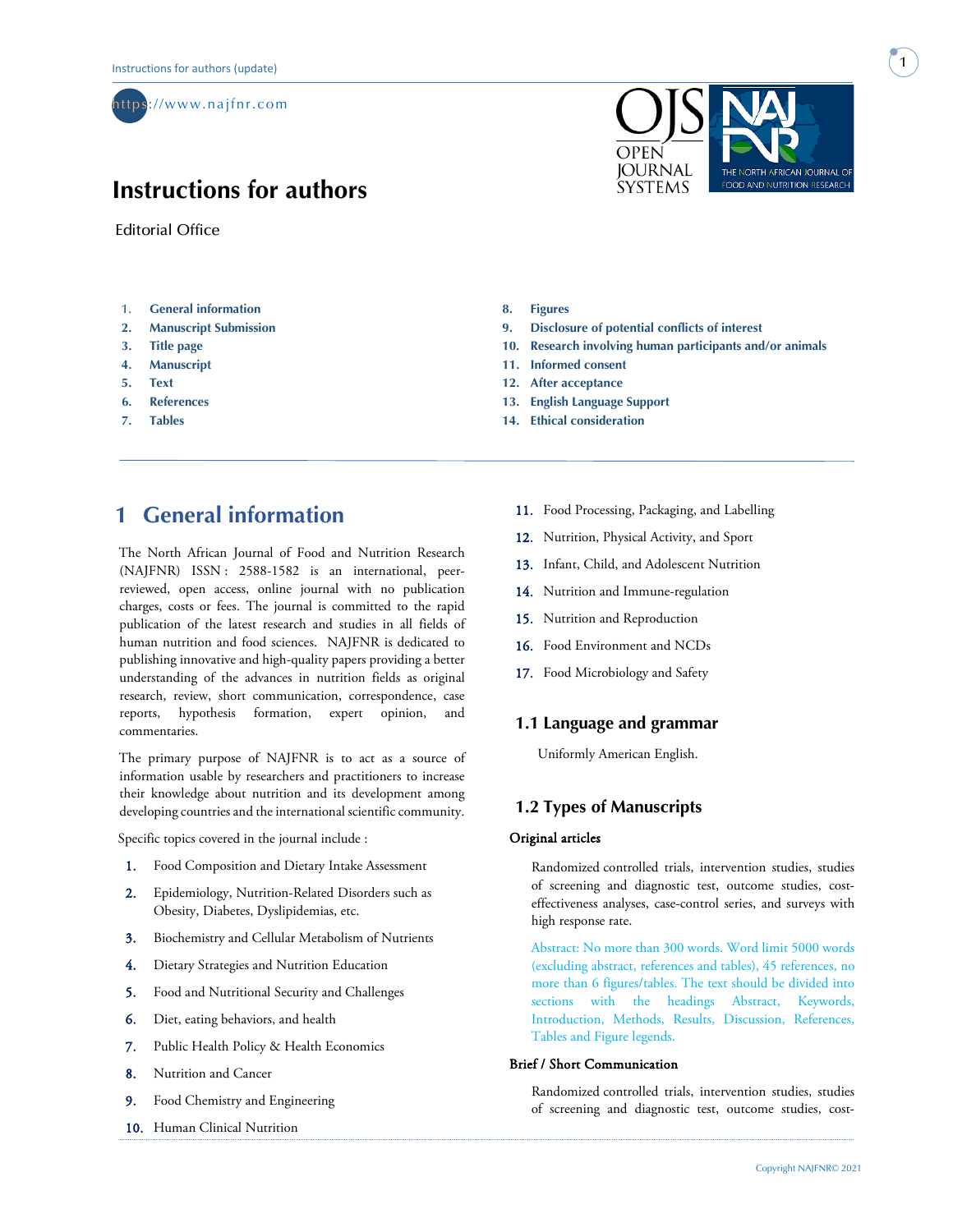https://www.najfnr.com

# Instructions for authors

Editorial Office

1. General information
2. Manuscript Submission
3. Title page
4. Manuscript
5. Text
6. References
7. Tables
8. Figures
9. Disclosure of potential conflicts of interest
10. Research involving human participants and/or animals
11. Informed consent
12. After acceptance
13. English Language Support
14. Ethical consideration

## 1 General information

The North African Journal of Food and Nutrition Research (NAJFNR) ISSN : 2588-1582 is an international, peer-reviewed, open access, online journal with no publication charges, costs or fees. The journal is committed to the rapid publication of the latest research and studies in all fields of human nutrition and food sciences. NAJFNR is dedicated to publishing innovative and high-quality papers providing a better understanding of the advances in nutrition fields as original research, review, short communication, correspondence, case reports, hypothesis formation, expert opinion, and commentaries.

The primary purpose of NAJFNR is to act as a source of information usable by researchers and practitioners to increase their knowledge about nutrition and its development among developing countries and the international scientific community.

Specific topics covered in the journal include :

1. Food Composition and Dietary Intake Assessment
2. Epidemiology, Nutrition-Related Disorders such as Obesity, Diabetes, Dyslipidemias, etc.
3. Biochemistry and Cellular Metabolism of Nutrients
4. Dietary Strategies and Nutrition Education
5. Food and Nutritional Security and Challenges
6. Diet, eating behaviors, and health
7. Public Health Policy & Health Economics
8. Nutrition and Cancer
9. Food Chemistry and Engineering
10. Human Clinical Nutrition
11. Food Processing, Packaging, and Labelling
12. Nutrition, Physical Activity, and Sport
13. Infant, Child, and Adolescent Nutrition
14. Nutrition and Immune-regulation
15. Nutrition and Reproduction
16. Food Environment and NCDs
17. Food Microbiology and Safety

### 1.1 Language and grammar

Uniformly American English.

### 1.2 Types of Manuscripts

**Original articles**

Randomized controlled trials, intervention studies, studies of screening and diagnostic test, outcome studies, cost-effectiveness analyses, case-control series, and surveys with high response rate.

Abstract: No more than 300 words. Word limit 5000 words (excluding abstract, references and tables), 45 references, no more than 6 figures/tables. The text should be divided into sections with the headings Abstract, Keywords, Introduction, Methods, Results, Discussion, References, Tables and Figure legends.

**Brief / Short Communication**

Randomized controlled trials, intervention studies, studies of screening and diagnostic test, outcome studies, cost-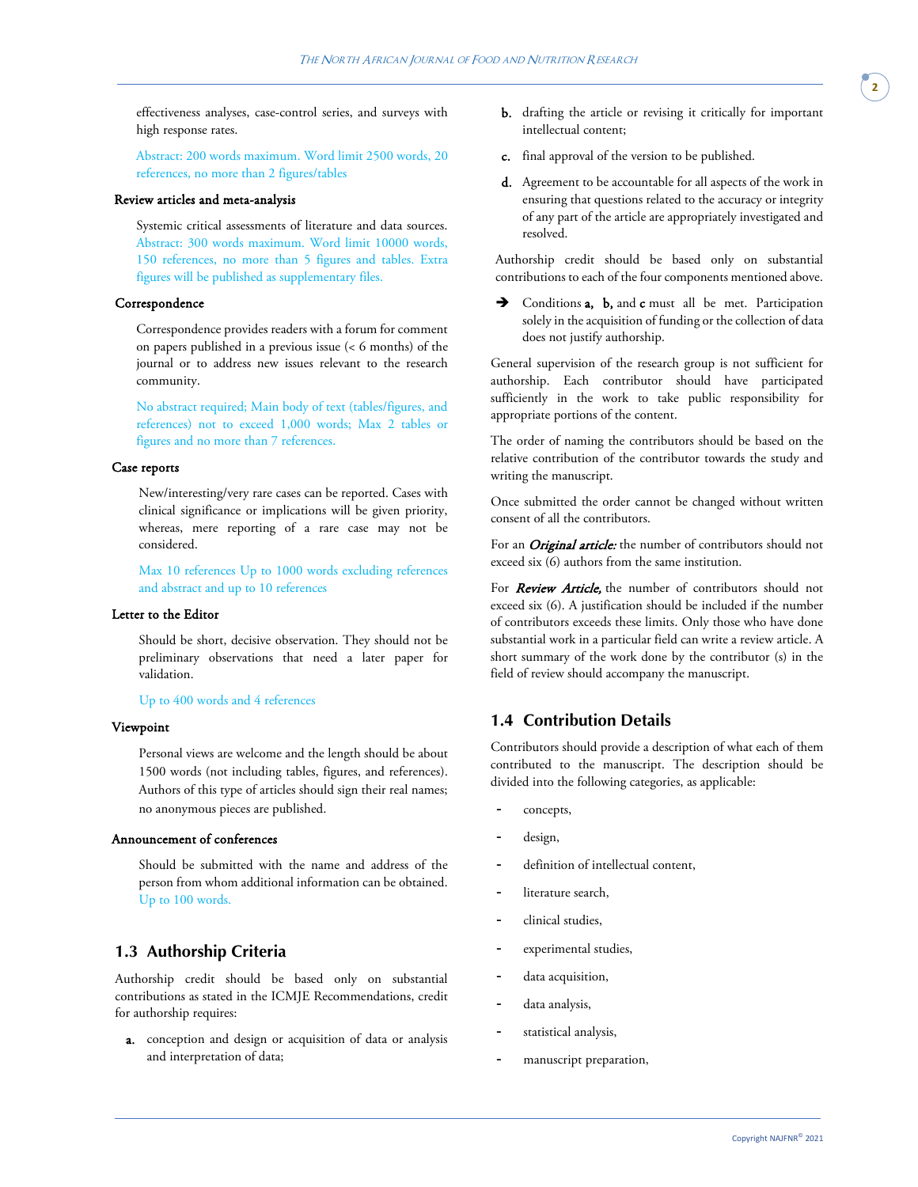effectiveness analyses, case-control series, and surveys with high response rates.

Abstract: 200 words maximum. Word limit 2500 words, 20 references, no more than 2 figures/tables

**Review articles and meta-analysis**

Systemic critical assessments of literature and data sources. Abstract: 300 words maximum. Word limit 10000 words, 150 references, no more than 5 figures and tables. Extra figures will be published as supplementary files.

**Correspondence**

Correspondence provides readers with a forum for comment on papers published in a previous issue (< 6 months) of the journal or to address new issues relevant to the research community.

No abstract required; Main body of text (tables/figures, and references) not to exceed 1,000 words; Max 2 tables or figures and no more than 7 references.

**Case reports**

New/interesting/very rare cases can be reported. Cases with clinical significance or implications will be given priority, whereas, mere reporting of a rare case may not be considered.

Max 10 references Up to 1000 words excluding references and abstract and up to 10 references

**Letter to the Editor**

Should be short, decisive observation. They should not be preliminary observations that need a later paper for validation.

Up to 400 words and 4 references

**Viewpoint**

Personal views are welcome and the length should be about 1500 words (not including tables, figures, and references). Authors of this type of articles should sign their real names; no anonymous pieces are published.

**Announcement of conferences**

Should be submitted with the name and address of the person from whom additional information can be obtained. Up to 100 words.

## 1.3 Authorship Criteria

Authorship credit should be based only on substantial contributions as stated in the ICMJE Recommendations, credit for authorship requires:

**a.** conception and design or acquisition of data or analysis and interpretation of data;

**b.** drafting the article or revising it critically for important intellectual content;

**c.** final approval of the version to be published.

**d.** Agreement to be accountable for all aspects of the work in ensuring that questions related to the accuracy or integrity of any part of the article are appropriately investigated and resolved.

Authorship credit should be based only on substantial contributions to each of the four components mentioned above.

➔ Conditions **a**, **b**, and **c** must all be met. Participation solely in the acquisition of funding or the collection of data does not justify authorship.

General supervision of the research group is not sufficient for authorship. Each contributor should have participated sufficiently in the work to take public responsibility for appropriate portions of the content.

The order of naming the contributors should be based on the relative contribution of the contributor towards the study and writing the manuscript.

Once submitted the order cannot be changed without written consent of all the contributors.

For an ***Original article:*** the number of contributors should not exceed six (6) authors from the same institution.

For ***Review Article,*** the number of contributors should not exceed six (6). A justification should be included if the number of contributors exceeds these limits. Only those who have done substantial work in a particular field can write a review article. A short summary of the work done by the contributor (s) in the field of review should accompany the manuscript.

## 1.4 Contribution Details

Contributors should provide a description of what each of them contributed to the manuscript. The description should be divided into the following categories, as applicable:

- concepts,
- design,
- definition of intellectual content,
- literature search,
- clinical studies,
- experimental studies,
- data acquisition,
- data analysis,
- statistical analysis,
- manuscript preparation,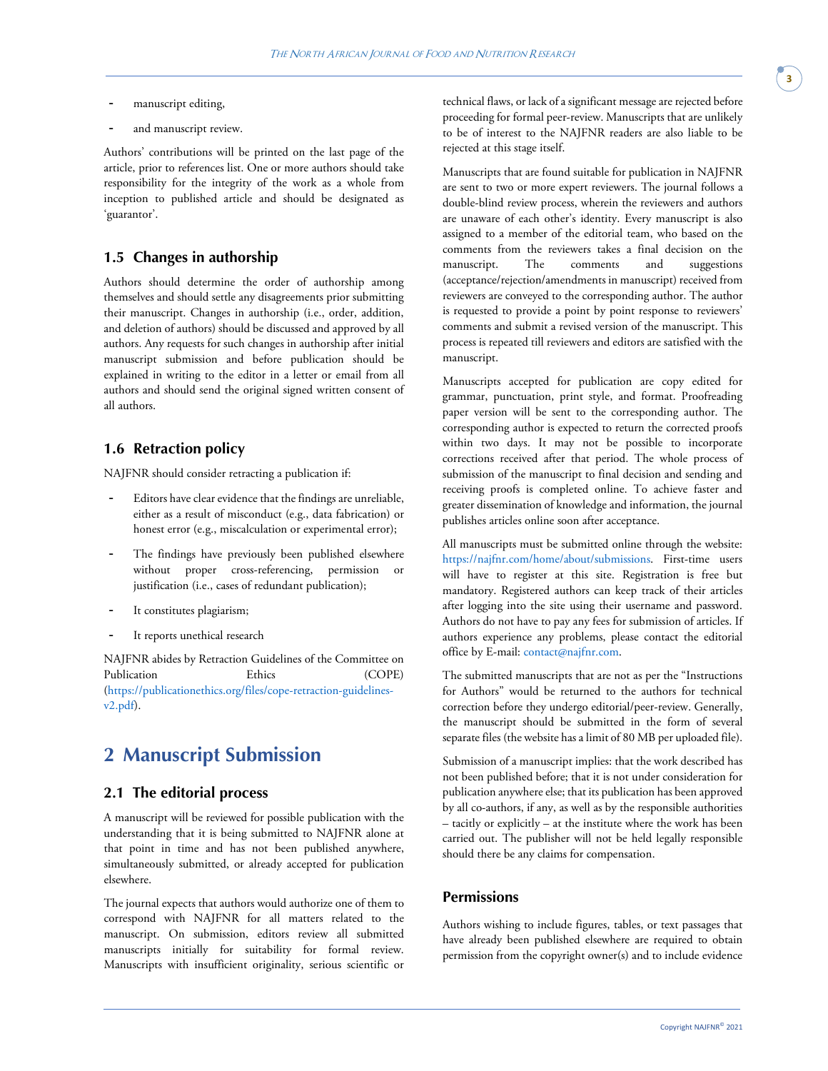- manuscript editing,
- and manuscript review.

Authors' contributions will be printed on the last page of the article, prior to references list. One or more authors should take responsibility for the integrity of the work as a whole from inception to published article and should be designated as 'guarantor'.

### 1.5 Changes in authorship

Authors should determine the order of authorship among themselves and should settle any disagreements prior submitting their manuscript. Changes in authorship (i.e., order, addition, and deletion of authors) should be discussed and approved by all authors. Any requests for such changes in authorship after initial manuscript submission and before publication should be explained in writing to the editor in a letter or email from all authors and should send the original signed written consent of all authors.

### 1.6 Retraction policy

NAJFNR should consider retracting a publication if:

- Editors have clear evidence that the findings are unreliable, either as a result of misconduct (e.g., data fabrication) or honest error (e.g., miscalculation or experimental error);
- The findings have previously been published elsewhere without proper cross-referencing, permission or justification (i.e., cases of redundant publication);
- It constitutes plagiarism;
- It reports unethical research

NAJFNR abides by Retraction Guidelines of the Committee on Publication Ethics (COPE) (https://publicationethics.org/files/cope-retraction-guidelines-v2.pdf).

## 2 Manuscript Submission

### 2.1 The editorial process

A manuscript will be reviewed for possible publication with the understanding that it is being submitted to NAJFNR alone at that point in time and has not been published anywhere, simultaneously submitted, or already accepted for publication elsewhere.

The journal expects that authors would authorize one of them to correspond with NAJFNR for all matters related to the manuscript. On submission, editors review all submitted manuscripts initially for suitability for formal review. Manuscripts with insufficient originality, serious scientific or technical flaws, or lack of a significant message are rejected before proceeding for formal peer-review. Manuscripts that are unlikely to be of interest to the NAJFNR readers are also liable to be rejected at this stage itself.

Manuscripts that are found suitable for publication in NAJFNR are sent to two or more expert reviewers. The journal follows a double-blind review process, wherein the reviewers and authors are unaware of each other's identity. Every manuscript is also assigned to a member of the editorial team, who based on the comments from the reviewers takes a final decision on the manuscript. The comments and suggestions (acceptance/rejection/amendments in manuscript) received from reviewers are conveyed to the corresponding author. The author is requested to provide a point by point response to reviewers' comments and submit a revised version of the manuscript. This process is repeated till reviewers and editors are satisfied with the manuscript.

Manuscripts accepted for publication are copy edited for grammar, punctuation, print style, and format. Proofreading paper version will be sent to the corresponding author. The corresponding author is expected to return the corrected proofs within two days. It may not be possible to incorporate corrections received after that period. The whole process of submission of the manuscript to final decision and sending and receiving proofs is completed online. To achieve faster and greater dissemination of knowledge and information, the journal publishes articles online soon after acceptance.

All manuscripts must be submitted online through the website: https://najfnr.com/home/about/submissions. First-time users will have to register at this site. Registration is free but mandatory. Registered authors can keep track of their articles after logging into the site using their username and password. Authors do not have to pay any fees for submission of articles. If authors experience any problems, please contact the editorial office by E-mail: contact@najfnr.com.

The submitted manuscripts that are not as per the "Instructions for Authors" would be returned to the authors for technical correction before they undergo editorial/peer-review. Generally, the manuscript should be submitted in the form of several separate files (the website has a limit of 80 MB per uploaded file).

Submission of a manuscript implies: that the work described has not been published before; that it is not under consideration for publication anywhere else; that its publication has been approved by all co-authors, if any, as well as by the responsible authorities – tacitly or explicitly – at the institute where the work has been carried out. The publisher will not be held legally responsible should there be any claims for compensation.

### Permissions

Authors wishing to include figures, tables, or text passages that have already been published elsewhere are required to obtain permission from the copyright owner(s) and to include evidence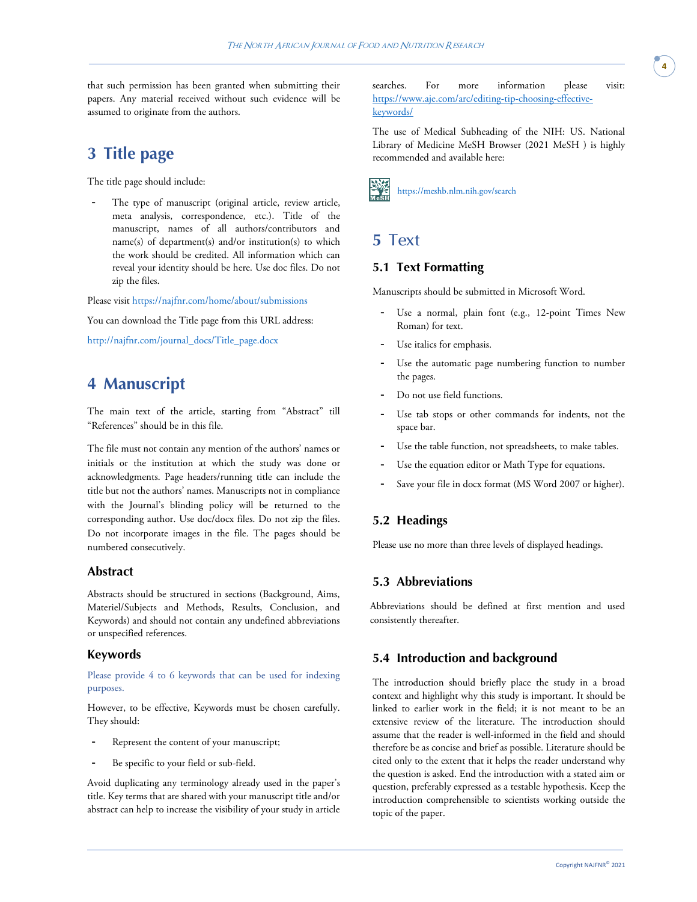that such permission has been granted when submitting their papers. Any material received without such evidence will be assumed to originate from the authors.

# 3 Title page

The title page should include:

- The type of manuscript (original article, review article, meta analysis, correspondence, etc.). Title of the manuscript, names of all authors/contributors and name(s) of department(s) and/or institution(s) to which the work should be credited. All information which can reveal your identity should be here. Use doc files. Do not zip the files.

Please visit https://najfnr.com/home/about/submissions

You can download the Title page from this URL address:

http://najfnr.com/journal_docs/Title_page.docx

# 4 Manuscript

The main text of the article, starting from "Abstract" till "References" should be in this file.

The file must not contain any mention of the authors' names or initials or the institution at which the study was done or acknowledgments. Page headers/running title can include the title but not the authors' names. Manuscripts not in compliance with the Journal's blinding policy will be returned to the corresponding author. Use doc/docx files. Do not zip the files. Do not incorporate images in the file. The pages should be numbered consecutively.

### Abstract

Abstracts should be structured in sections (Background, Aims, Materiel/Subjects and Methods, Results, Conclusion, and Keywords) and should not contain any undefined abbreviations or unspecified references.

### Keywords

Please provide 4 to 6 keywords that can be used for indexing purposes.

However, to be effective, Keywords must be chosen carefully. They should:

- Represent the content of your manuscript;
- Be specific to your field or sub-field.

Avoid duplicating any terminology already used in the paper's title. Key terms that are shared with your manuscript title and/or abstract can help to increase the visibility of your study in article searches. For more information please visit: https://www.aje.com/arc/editing-tip-choosing-effective-keywords/

The use of Medical Subheading of the NIH: US. National Library of Medicine MeSH Browser (2021 MeSH ) is highly recommended and available here:

https://meshb.nlm.nih.gov/search

# 5 Text

## 5.1 Text Formatting

Manuscripts should be submitted in Microsoft Word.

- Use a normal, plain font (e.g., 12-point Times New Roman) for text.
- Use italics for emphasis.
- Use the automatic page numbering function to number the pages.
- Do not use field functions.
- Use tab stops or other commands for indents, not the space bar.
- Use the table function, not spreadsheets, to make tables.
- Use the equation editor or Math Type for equations.
- Save your file in docx format (MS Word 2007 or higher).

## 5.2 Headings

Please use no more than three levels of displayed headings.

## 5.3 Abbreviations

Abbreviations should be defined at first mention and used consistently thereafter.

## 5.4 Introduction and background

The introduction should briefly place the study in a broad context and highlight why this study is important. It should be linked to earlier work in the field; it is not meant to be an extensive review of the literature. The introduction should assume that the reader is well-informed in the field and should therefore be as concise and brief as possible. Literature should be cited only to the extent that it helps the reader understand why the question is asked. End the introduction with a stated aim or question, preferably expressed as a testable hypothesis. Keep the introduction comprehensible to scientists working outside the topic of the paper.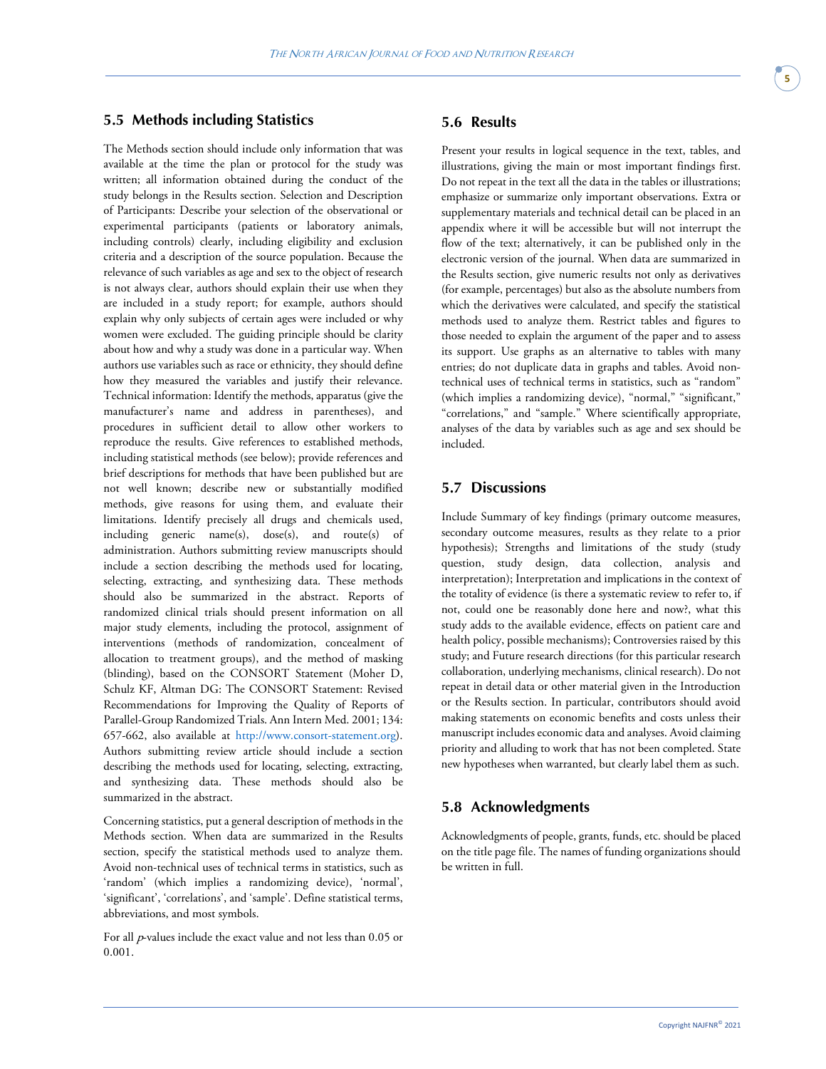## 5.5 Methods including Statistics

The Methods section should include only information that was available at the time the plan or protocol for the study was written; all information obtained during the conduct of the study belongs in the Results section. Selection and Description of Participants: Describe your selection of the observational or experimental participants (patients or laboratory animals, including controls) clearly, including eligibility and exclusion criteria and a description of the source population. Because the relevance of such variables as age and sex to the object of research is not always clear, authors should explain their use when they are included in a study report; for example, authors should explain why only subjects of certain ages were included or why women were excluded. The guiding principle should be clarity about how and why a study was done in a particular way. When authors use variables such as race or ethnicity, they should define how they measured the variables and justify their relevance. Technical information: Identify the methods, apparatus (give the manufacturer's name and address in parentheses), and procedures in sufficient detail to allow other workers to reproduce the results. Give references to established methods, including statistical methods (see below); provide references and brief descriptions for methods that have been published but are not well known; describe new or substantially modified methods, give reasons for using them, and evaluate their limitations. Identify precisely all drugs and chemicals used, including generic name(s), dose(s), and route(s) of administration. Authors submitting review manuscripts should include a section describing the methods used for locating, selecting, extracting, and synthesizing data. These methods should also be summarized in the abstract. Reports of randomized clinical trials should present information on all major study elements, including the protocol, assignment of interventions (methods of randomization, concealment of allocation to treatment groups), and the method of masking (blinding), based on the CONSORT Statement (Moher D, Schulz KF, Altman DG: The CONSORT Statement: Revised Recommendations for Improving the Quality of Reports of Parallel-Group Randomized Trials. Ann Intern Med. 2001; 134: 657-662, also available at http://www.consort-statement.org). Authors submitting review article should include a section describing the methods used for locating, selecting, extracting, and synthesizing data. These methods should also be summarized in the abstract.

Concerning statistics, put a general description of methods in the Methods section. When data are summarized in the Results section, specify the statistical methods used to analyze them. Avoid non-technical uses of technical terms in statistics, such as 'random' (which implies a randomizing device), 'normal', 'significant', 'correlations', and 'sample'. Define statistical terms, abbreviations, and most symbols.

For all $p$-values include the exact value and not less than 0.05 or 0.001.

## 5.6 Results

Present your results in logical sequence in the text, tables, and illustrations, giving the main or most important findings first. Do not repeat in the text all the data in the tables or illustrations; emphasize or summarize only important observations. Extra or supplementary materials and technical detail can be placed in an appendix where it will be accessible but will not interrupt the flow of the text; alternatively, it can be published only in the electronic version of the journal. When data are summarized in the Results section, give numeric results not only as derivatives (for example, percentages) but also as the absolute numbers from which the derivatives were calculated, and specify the statistical methods used to analyze them. Restrict tables and figures to those needed to explain the argument of the paper and to assess its support. Use graphs as an alternative to tables with many entries; do not duplicate data in graphs and tables. Avoid non-technical uses of technical terms in statistics, such as "random" (which implies a randomizing device), "normal," "significant," "correlations," and "sample." Where scientifically appropriate, analyses of the data by variables such as age and sex should be included.

## 5.7 Discussions

Include Summary of key findings (primary outcome measures, secondary outcome measures, results as they relate to a prior hypothesis); Strengths and limitations of the study (study question, study design, data collection, analysis and interpretation); Interpretation and implications in the context of the totality of evidence (is there a systematic review to refer to, if not, could one be reasonably done here and now?, what this study adds to the available evidence, effects on patient care and health policy, possible mechanisms); Controversies raised by this study; and Future research directions (for this particular research collaboration, underlying mechanisms, clinical research). Do not repeat in detail data or other material given in the Introduction or the Results section. In particular, contributors should avoid making statements on economic benefits and costs unless their manuscript includes economic data and analyses. Avoid claiming priority and alluding to work that has not been completed. State new hypotheses when warranted, but clearly label them as such.

## 5.8 Acknowledgments

Acknowledgments of people, grants, funds, etc. should be placed on the title page file. The names of funding organizations should be written in full.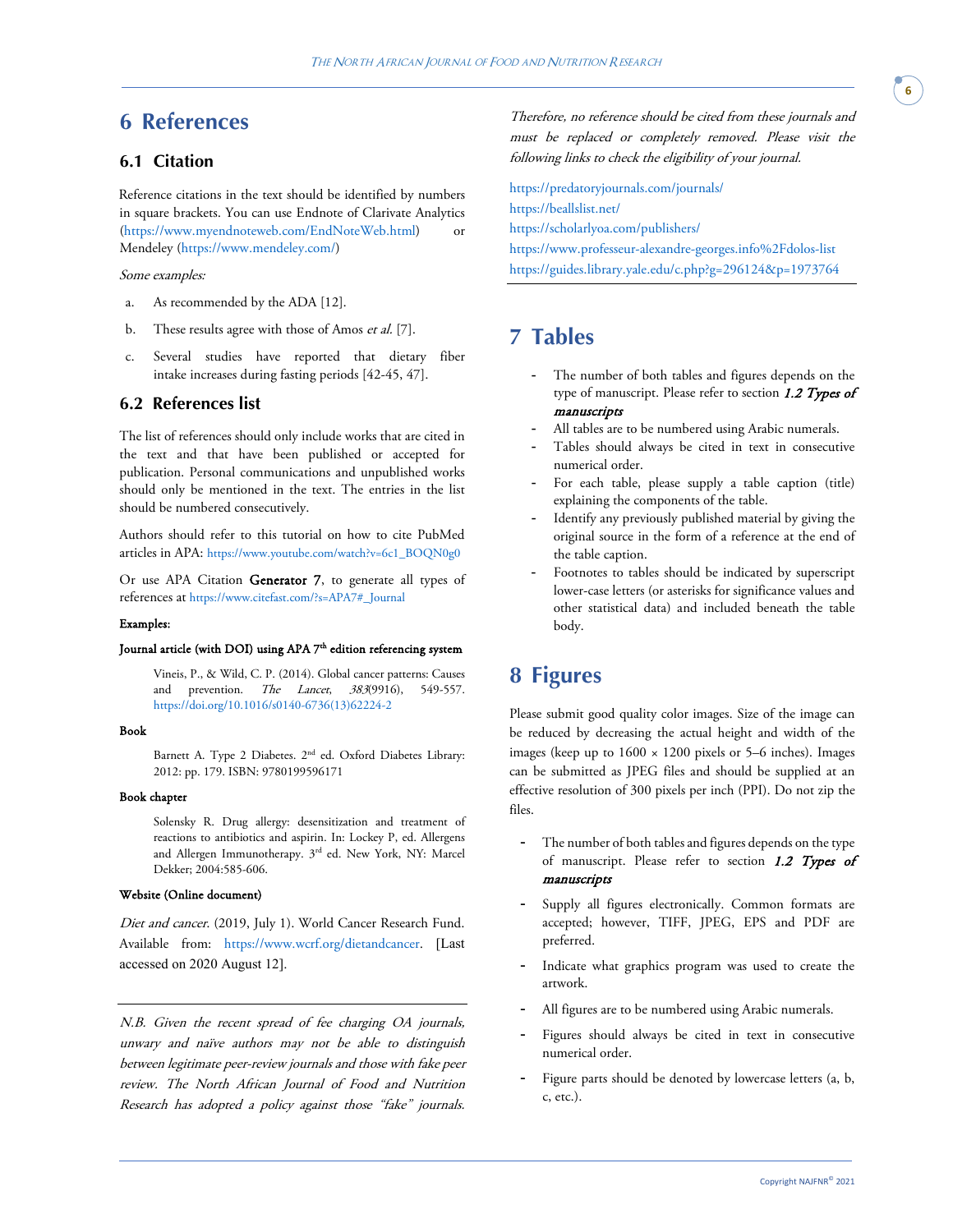# 6 References

## 6.1 Citation

Reference citations in the text should be identified by numbers in square brackets. You can use Endnote of Clarivate Analytics (https://www.myendnoteweb.com/EndNoteWeb.html) or Mendeley (https://www.mendeley.com/)

*Some examples:*

a. As recommended by the ADA [12].

b. These results agree with those of Amos *et al.* [7].

c. Several studies have reported that dietary fiber intake increases during fasting periods [42-45, 47].

## 6.2 References list

The list of references should only include works that are cited in the text and that have been published or accepted for publication. Personal communications and unpublished works should only be mentioned in the text. The entries in the list should be numbered consecutively.

Authors should refer to this tutorial on how to cite PubMed articles in APA: https://www.youtube.com/watch?v=6c1_BOQN0g0

Or use APA Citation **Generator 7**, to generate all types of references at https://www.citefast.com/?s=APA7#_Journal

**Examples:**

**Journal article (with DOI) using APA 7th edition referencing system**

> Vineis, P., & Wild, C. P. (2014). Global cancer patterns: Causes and prevention. *The Lancet*, *383*(9916), 549-557. https://doi.org/10.1016/s0140-6736(13)62224-2

**Book**

> Barnett A. Type 2 Diabetes. 2nd ed. Oxford Diabetes Library: 2012: pp. 179. ISBN: 9780199596171

**Book chapter**

> Solensky R. Drug allergy: desensitization and treatment of reactions to antibiotics and aspirin. In: Lockey P, ed. Allergens and Allergen Immunotherapy. 3rd ed. New York, NY: Marcel Dekker; 2004:585-606.

**Website (Online document)**

*Diet and cancer*. (2019, July 1). World Cancer Research Fund. Available from: https://www.wcrf.org/dietandcancer. [Last accessed on 2020 August 12].

---

*N.B. Given the recent spread of fee charging OA journals, unwary and naïve authors may not be able to distinguish between legitimate peer-review journals and those with fake peer review. The North African Journal of Food and Nutrition Research has adopted a policy against those "fake" journals. Therefore, no reference should be cited from these journals and must be replaced or completely removed. Please visit the following links to check the eligibility of your journal.*

https://predatoryjournals.com/journals/
https://beallslist.net/
https://scholarlyoa.com/publishers/
https://www.professeur-alexandre-georges.info%2Fdolos-list
https://guides.library.yale.edu/c.php?g=296124&p=1973764

---

# 7 Tables

- The number of both tables and figures depends on the type of manuscript. Please refer to section ***1.2 Types of manuscripts***
- All tables are to be numbered using Arabic numerals.
- Tables should always be cited in text in consecutive numerical order.
- For each table, please supply a table caption (title) explaining the components of the table.
- Identify any previously published material by giving the original source in the form of a reference at the end of the table caption.
- Footnotes to tables should be indicated by superscript lower-case letters (or asterisks for significance values and other statistical data) and included beneath the table body.

# 8 Figures

Please submit good quality color images. Size of the image can be reduced by decreasing the actual height and width of the images (keep up to 1600 × 1200 pixels or 5–6 inches). Images can be submitted as JPEG files and should be supplied at an effective resolution of 300 pixels per inch (PPI). Do not zip the files.

- The number of both tables and figures depends on the type of manuscript. Please refer to section ***1.2 Types of manuscripts***
- Supply all figures electronically. Common formats are accepted; however, TIFF, JPEG, EPS and PDF are preferred.
- Indicate what graphics program was used to create the artwork.
- All figures are to be numbered using Arabic numerals.
- Figures should always be cited in text in consecutive numerical order.
- Figure parts should be denoted by lowercase letters (a, b, c, etc.).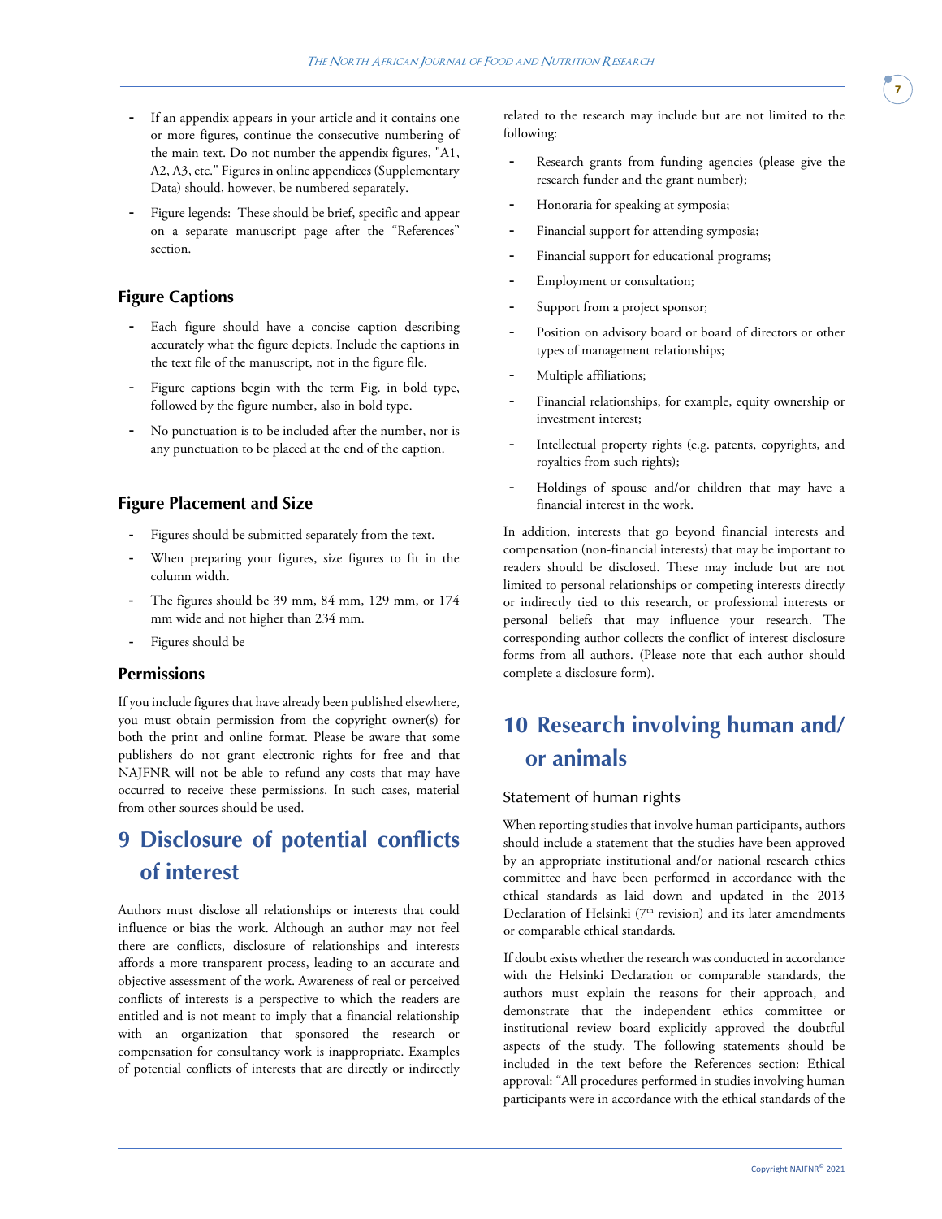- If an appendix appears in your article and it contains one or more figures, continue the consecutive numbering of the main text. Do not number the appendix figures, "A1, A2, A3, etc." Figures in online appendices (Supplementary Data) should, however, be numbered separately.
- Figure legends: These should be brief, specific and appear on a separate manuscript page after the "References" section.

### Figure Captions

- Each figure should have a concise caption describing accurately what the figure depicts. Include the captions in the text file of the manuscript, not in the figure file.
- Figure captions begin with the term Fig. in bold type, followed by the figure number, also in bold type.
- No punctuation is to be included after the number, nor is any punctuation to be placed at the end of the caption.

### Figure Placement and Size

- Figures should be submitted separately from the text.
- When preparing your figures, size figures to fit in the column width.
- The figures should be 39 mm, 84 mm, 129 mm, or 174 mm wide and not higher than 234 mm.
- Figures should be

### Permissions

If you include figures that have already been published elsewhere, you must obtain permission from the copyright owner(s) for both the print and online format. Please be aware that some publishers do not grant electronic rights for free and that NAJFNR will not be able to refund any costs that may have occurred to receive these permissions. In such cases, material from other sources should be used.

## 9 Disclosure of potential conflicts of interest

Authors must disclose all relationships or interests that could influence or bias the work. Although an author may not feel there are conflicts, disclosure of relationships and interests affords a more transparent process, leading to an accurate and objective assessment of the work. Awareness of real or perceived conflicts of interests is a perspective to which the readers are entitled and is not meant to imply that a financial relationship with an organization that sponsored the research or compensation for consultancy work is inappropriate. Examples of potential conflicts of interests that are directly or indirectly related to the research may include but are not limited to the following:

- Research grants from funding agencies (please give the research funder and the grant number);
- Honoraria for speaking at symposia;
- Financial support for attending symposia;
- Financial support for educational programs;
- Employment or consultation;
- Support from a project sponsor;
- Position on advisory board or board of directors or other types of management relationships;
- Multiple affiliations;
- Financial relationships, for example, equity ownership or investment interest;
- Intellectual property rights (e.g. patents, copyrights, and royalties from such rights);
- Holdings of spouse and/or children that may have a financial interest in the work.

In addition, interests that go beyond financial interests and compensation (non-financial interests) that may be important to readers should be disclosed. These may include but are not limited to personal relationships or competing interests directly or indirectly tied to this research, or professional interests or personal beliefs that may influence your research. The corresponding author collects the conflict of interest disclosure forms from all authors. (Please note that each author should complete a disclosure form).

## 10 Research involving human and/ or animals

### Statement of human rights

When reporting studies that involve human participants, authors should include a statement that the studies have been approved by an appropriate institutional and/or national research ethics committee and have been performed in accordance with the ethical standards as laid down and updated in the 2013 Declaration of Helsinki (7th revision) and its later amendments or comparable ethical standards.

If doubt exists whether the research was conducted in accordance with the Helsinki Declaration or comparable standards, the authors must explain the reasons for their approach, and demonstrate that the independent ethics committee or institutional review board explicitly approved the doubtful aspects of the study. The following statements should be included in the text before the References section: Ethical approval: "All procedures performed in studies involving human participants were in accordance with the ethical standards of the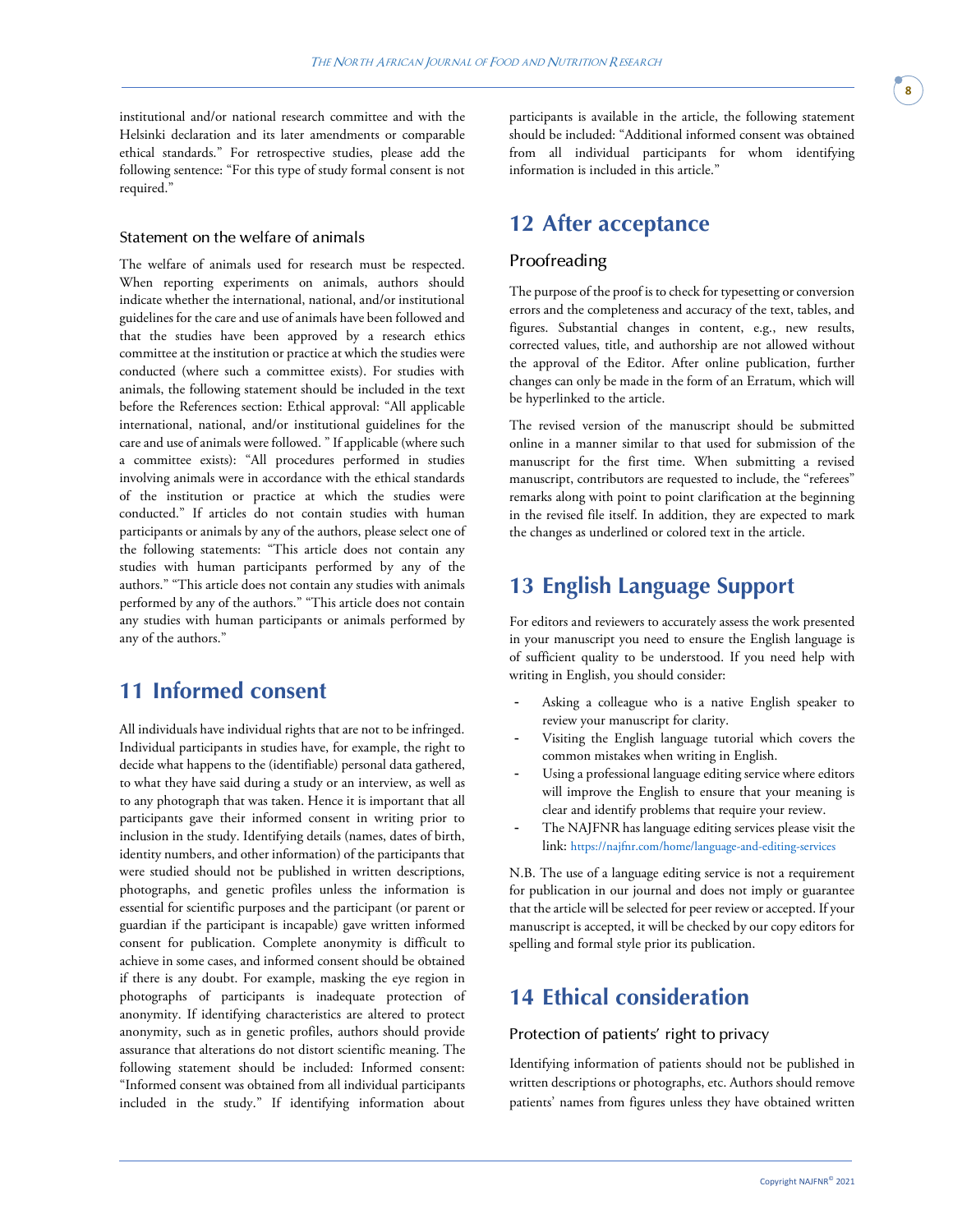institutional and/or national research committee and with the Helsinki declaration and its later amendments or comparable ethical standards." For retrospective studies, please add the following sentence: "For this type of study formal consent is not required."

### Statement on the welfare of animals

The welfare of animals used for research must be respected. When reporting experiments on animals, authors should indicate whether the international, national, and/or institutional guidelines for the care and use of animals have been followed and that the studies have been approved by a research ethics committee at the institution or practice at which the studies were conducted (where such a committee exists). For studies with animals, the following statement should be included in the text before the References section: Ethical approval: "All applicable international, national, and/or institutional guidelines for the care and use of animals were followed. " If applicable (where such a committee exists): "All procedures performed in studies involving animals were in accordance with the ethical standards of the institution or practice at which the studies were conducted." If articles do not contain studies with human participants or animals by any of the authors, please select one of the following statements: "This article does not contain any studies with human participants performed by any of the authors." "This article does not contain any studies with animals performed by any of the authors." "This article does not contain any studies with human participants or animals performed by any of the authors."

## 11 Informed consent

All individuals have individual rights that are not to be infringed. Individual participants in studies have, for example, the right to decide what happens to the (identifiable) personal data gathered, to what they have said during a study or an interview, as well as to any photograph that was taken. Hence it is important that all participants gave their informed consent in writing prior to inclusion in the study. Identifying details (names, dates of birth, identity numbers, and other information) of the participants that were studied should not be published in written descriptions, photographs, and genetic profiles unless the information is essential for scientific purposes and the participant (or parent or guardian if the participant is incapable) gave written informed consent for publication. Complete anonymity is difficult to achieve in some cases, and informed consent should be obtained if there is any doubt. For example, masking the eye region in photographs of participants is inadequate protection of anonymity. If identifying characteristics are altered to protect anonymity, such as in genetic profiles, authors should provide assurance that alterations do not distort scientific meaning. The following statement should be included: Informed consent: "Informed consent was obtained from all individual participants included in the study." If identifying information about participants is available in the article, the following statement should be included: "Additional informed consent was obtained from all individual participants for whom identifying information is included in this article."

## 12 After acceptance

### Proofreading

The purpose of the proof is to check for typesetting or conversion errors and the completeness and accuracy of the text, tables, and figures. Substantial changes in content, e.g., new results, corrected values, title, and authorship are not allowed without the approval of the Editor. After online publication, further changes can only be made in the form of an Erratum, which will be hyperlinked to the article.

The revised version of the manuscript should be submitted online in a manner similar to that used for submission of the manuscript for the first time. When submitting a revised manuscript, contributors are requested to include, the "referees" remarks along with point to point clarification at the beginning in the revised file itself. In addition, they are expected to mark the changes as underlined or colored text in the article.

## 13 English Language Support

For editors and reviewers to accurately assess the work presented in your manuscript you need to ensure the English language is of sufficient quality to be understood. If you need help with writing in English, you should consider:

- Asking a colleague who is a native English speaker to review your manuscript for clarity.
- Visiting the English language tutorial which covers the common mistakes when writing in English.
- Using a professional language editing service where editors will improve the English to ensure that your meaning is clear and identify problems that require your review.
- The NAJFNR has language editing services please visit the link: https://najfnr.com/home/language-and-editing-services

N.B. The use of a language editing service is not a requirement for publication in our journal and does not imply or guarantee that the article will be selected for peer review or accepted. If your manuscript is accepted, it will be checked by our copy editors for spelling and formal style prior its publication.

## 14 Ethical consideration

### Protection of patients' right to privacy

Identifying information of patients should not be published in written descriptions or photographs, etc. Authors should remove patients' names from figures unless they have obtained written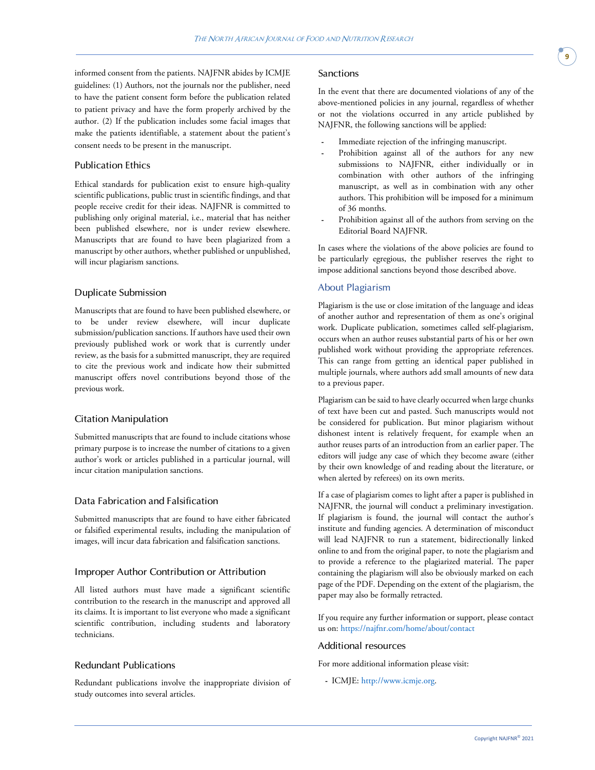informed consent from the patients. NAJFNR abides by ICMJE guidelines: (1) Authors, not the journals nor the publisher, need to have the patient consent form before the publication related to patient privacy and have the form properly archived by the author. (2) If the publication includes some facial images that make the patients identifiable, a statement about the patient's consent needs to be present in the manuscript.

### Publication Ethics

Ethical standards for publication exist to ensure high-quality scientific publications, public trust in scientific findings, and that people receive credit for their ideas. NAJFNR is committed to publishing only original material, i.e., material that has neither been published elsewhere, nor is under review elsewhere. Manuscripts that are found to have been plagiarized from a manuscript by other authors, whether published or unpublished, will incur plagiarism sanctions.

### Duplicate Submission

Manuscripts that are found to have been published elsewhere, or to be under review elsewhere, will incur duplicate submission/publication sanctions. If authors have used their own previously published work or work that is currently under review, as the basis for a submitted manuscript, they are required to cite the previous work and indicate how their submitted manuscript offers novel contributions beyond those of the previous work.

### Citation Manipulation

Submitted manuscripts that are found to include citations whose primary purpose is to increase the number of citations to a given author's work or articles published in a particular journal, will incur citation manipulation sanctions.

### Data Fabrication and Falsification

Submitted manuscripts that are found to have either fabricated or falsified experimental results, including the manipulation of images, will incur data fabrication and falsification sanctions.

### Improper Author Contribution or Attribution

All listed authors must have made a significant scientific contribution to the research in the manuscript and approved all its claims. It is important to list everyone who made a significant scientific contribution, including students and laboratory technicians.

### Redundant Publications

Redundant publications involve the inappropriate division of study outcomes into several articles.

### Sanctions

In the event that there are documented violations of any of the above-mentioned policies in any journal, regardless of whether or not the violations occurred in any article published by NAJFNR, the following sanctions will be applied:

- Immediate rejection of the infringing manuscript.
- Prohibition against all of the authors for any new submissions to NAJFNR, either individually or in combination with other authors of the infringing manuscript, as well as in combination with any other authors. This prohibition will be imposed for a minimum of 36 months.
- Prohibition against all of the authors from serving on the Editorial Board NAJFNR.

In cases where the violations of the above policies are found to be particularly egregious, the publisher reserves the right to impose additional sanctions beyond those described above.

## About Plagiarism

Plagiarism is the use or close imitation of the language and ideas of another author and representation of them as one's original work. Duplicate publication, sometimes called self-plagiarism, occurs when an author reuses substantial parts of his or her own published work without providing the appropriate references. This can range from getting an identical paper published in multiple journals, where authors add small amounts of new data to a previous paper.

Plagiarism can be said to have clearly occurred when large chunks of text have been cut and pasted. Such manuscripts would not be considered for publication. But minor plagiarism without dishonest intent is relatively frequent, for example when an author reuses parts of an introduction from an earlier paper. The editors will judge any case of which they become aware (either by their own knowledge of and reading about the literature, or when alerted by referees) on its own merits.

If a case of plagiarism comes to light after a paper is published in NAJFNR, the journal will conduct a preliminary investigation. If plagiarism is found, the journal will contact the author's institute and funding agencies. A determination of misconduct will lead NAJFNR to run a statement, bidirectionally linked online to and from the original paper, to note the plagiarism and to provide a reference to the plagiarized material. The paper containing the plagiarism will also be obviously marked on each page of the PDF. Depending on the extent of the plagiarism, the paper may also be formally retracted.

If you require any further information or support, please contact us on: https://najfnr.com/home/about/contact

### Additional resources

For more additional information please visit:

- ICMJE: http://www.icmje.org.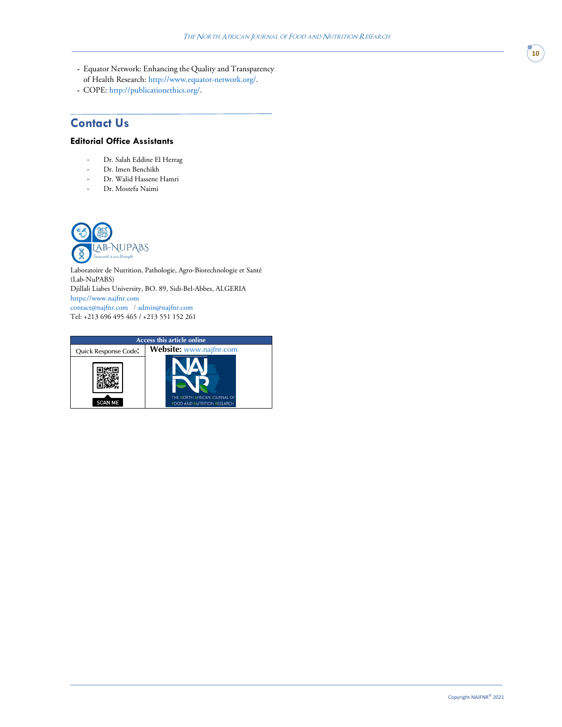- Equator Network: Enhancing the Quality and Transparency of Health Research: http://www.equator-network.org/.
- COPE: http://publicationethics.org/.

## Contact Us

### Editorial Office Assistants

- Dr. Salah Eddine El Herrag
- Dr. Imen Benchikh
- Dr. Walid Hassene Hamri
- Dr. Mostefa Naimi

Laboratoire de Nutrition, Pathologie, Agro-Biotechnologie et Santé (Lab-NuPABS)
Djillali Liabes University, BO. 89, Sidi-Bel-Abbes, ALGERIA
https://www.najfnr.com
contact@najfnr.com / admin@najfnr.com
Tel: +213 696 495 465 / +213 551 152 261

| Access this article online | |
|---|---|
| Quick Response Code: | **Website:** www.najfnr.com |
| SCAN ME | THE NORTH AFRICAN JOURNAL OF FOOD AND NUTRITION RESEARCH |